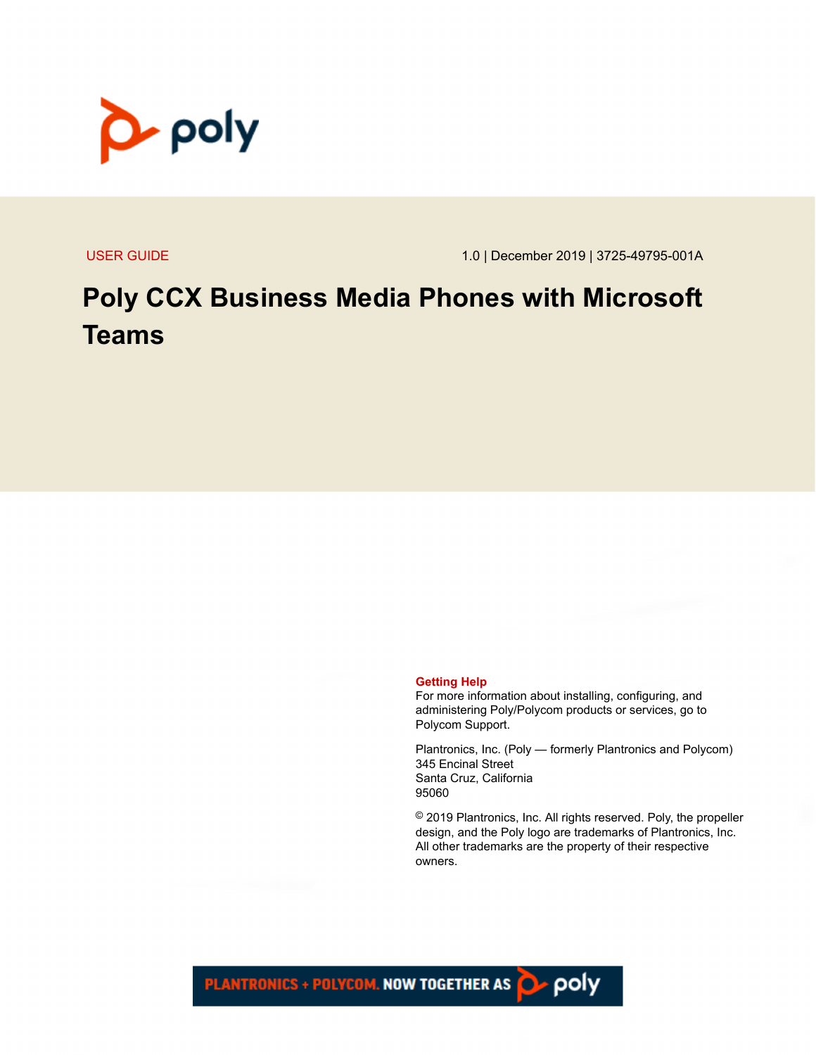USER GUIDE

1.0 | December 2019 | 3725-49795-001A

# Poly CCX Business Media Phones with Microsoft Teams

**Getting Help**

For more information about installing, configuring, and administering Poly/Polycom products or services, go to Polycom Support.

Plantronics, Inc. (Poly — formerly Plantronics and Polycom)
345 Encinal Street
Santa Cruz, California
95060

© 2019 Plantronics, Inc. All rights reserved. Poly, the propeller design, and the Poly logo are trademarks of Plantronics, Inc. All other trademarks are the property of their respective owners.

PLANTRONICS + POLYCOM. NOW TOGETHER AS poly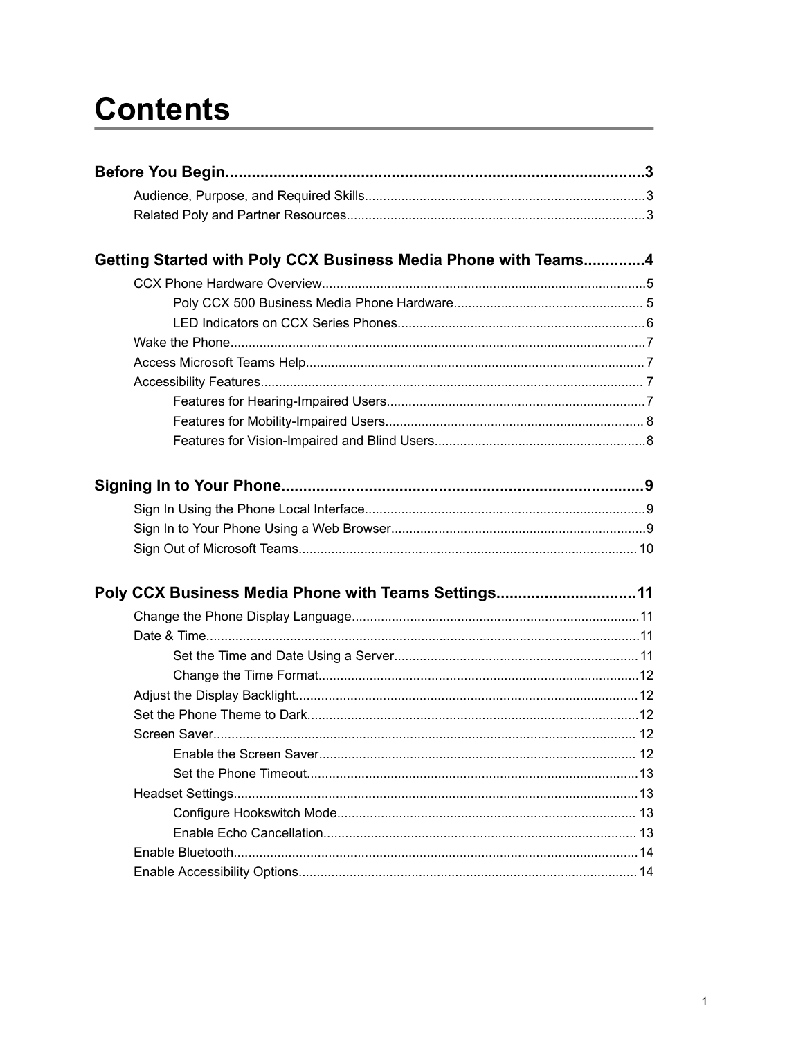# Contents

**Before You Begin....................................................................................3**

- Audience, Purpose, and Required Skills............................................................3
- Related Poly and Partner Resources.................................................................3

**Getting Started with Poly CCX Business Media Phone with Teams.............4**

- CCX Phone Hardware Overview........................................................................5
  - Poly CCX 500 Business Media Phone Hardware.................................................... 5
  - LED Indicators on CCX Series Phones...................................................................6
- Wake the Phone.................................................................................................7
- Access Microsoft Teams Help............................................................................ 7
- Accessibility Features........................................................................................ 7
  - Features for Hearing-Impaired Users......................................................................7
  - Features for Mobility-Impaired Users...................................................................... 8
  - Features for Vision-Impaired and Blind Users.........................................................8

**Signing In to Your Phone..................................................................................9**

- Sign In Using the Phone Local Interface............................................................9
- Sign In to Your Phone Using a Web Browser.....................................................9
- Sign Out of Microsoft Teams............................................................................ 10

**Poly CCX Business Media Phone with Teams Settings................................11**

- Change the Phone Display Language..............................................................11
- Date & Time......................................................................................................11
  - Set the Time and Date Using a Server.................................................................. 11
  - Change the Time Format.......................................................................................12
- Adjust the Display Backlight.............................................................................12
- Set the Phone Theme to Dark..........................................................................12
- Screen Saver................................................................................................... 12
  - Enable the Screen Saver...................................................................................... 12
  - Set the Phone Timeout..........................................................................................13
- Headset Settings..............................................................................................13
  - Configure Hookswitch Mode................................................................................. 13
  - Enable Echo Cancellation..................................................................................... 13
- Enable Bluetooth..............................................................................................14
- Enable Accessibility Options............................................................................ 14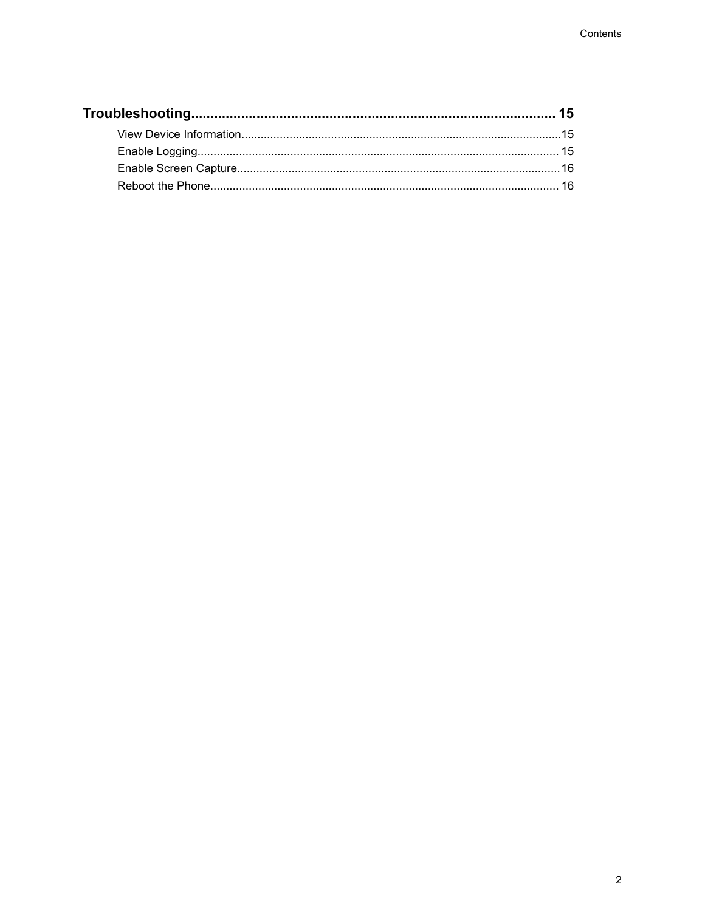**Troubleshooting**.................................................................................................. **15**

- View Device Information....................................................................................................15
- Enable Logging................................................................................................................. 15
- Enable Screen Capture......................................................................................................16
- Reboot the Phone............................................................................................................. 16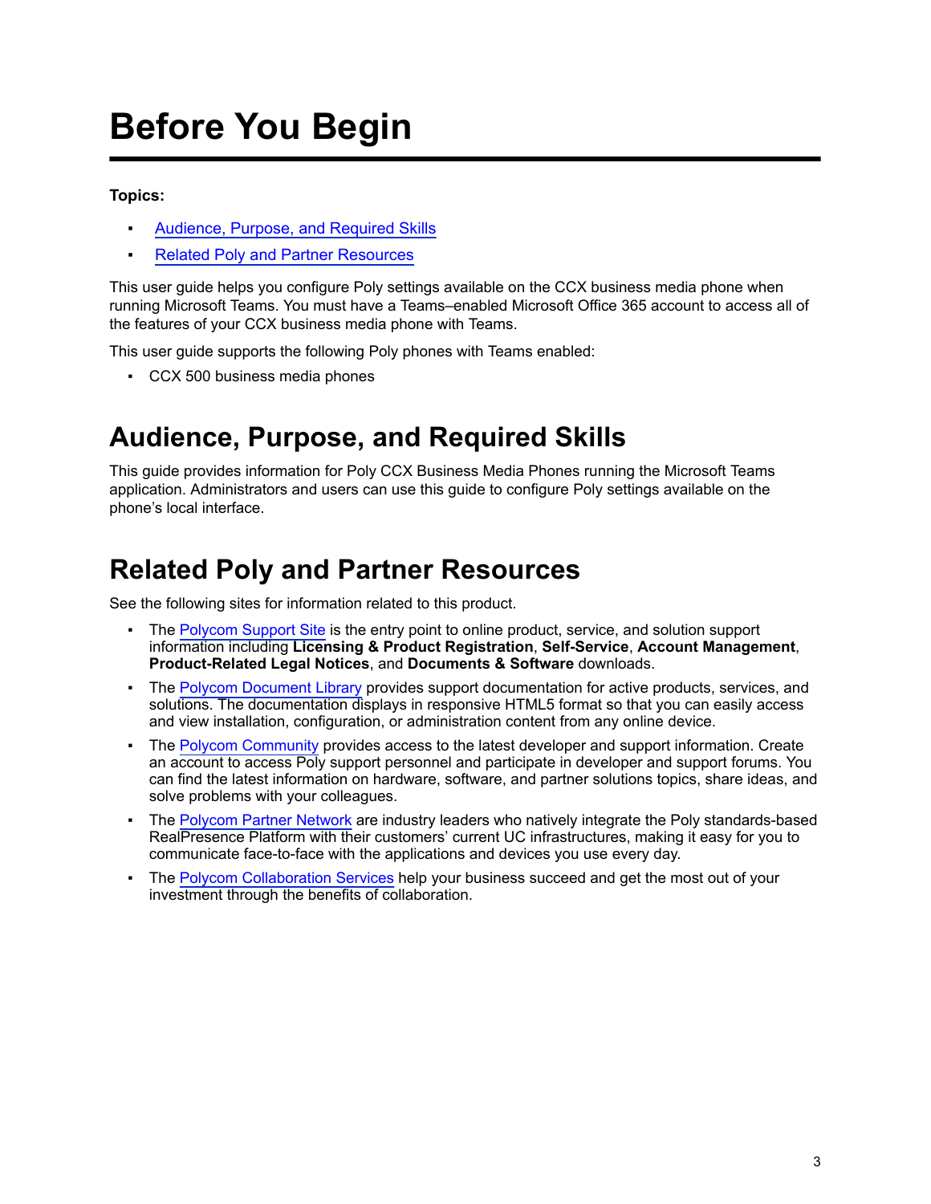# Before You Begin

**Topics:**

- Audience, Purpose, and Required Skills
- Related Poly and Partner Resources

This user guide helps you configure Poly settings available on the CCX business media phone when running Microsoft Teams. You must have a Teams–enabled Microsoft Office 365 account to access all of the features of your CCX business media phone with Teams.

This user guide supports the following Poly phones with Teams enabled:

- CCX 500 business media phones

## Audience, Purpose, and Required Skills

This guide provides information for Poly CCX Business Media Phones running the Microsoft Teams application. Administrators and users can use this guide to configure Poly settings available on the phone's local interface.

## Related Poly and Partner Resources

See the following sites for information related to this product.

- The Polycom Support Site is the entry point to online product, service, and solution support information including **Licensing & Product Registration**, **Self-Service**, **Account Management**, **Product-Related Legal Notices**, and **Documents & Software** downloads.
- The Polycom Document Library provides support documentation for active products, services, and solutions. The documentation displays in responsive HTML5 format so that you can easily access and view installation, configuration, or administration content from any online device.
- The Polycom Community provides access to the latest developer and support information. Create an account to access Poly support personnel and participate in developer and support forums. You can find the latest information on hardware, software, and partner solutions topics, share ideas, and solve problems with your colleagues.
- The Polycom Partner Network are industry leaders who natively integrate the Poly standards-based RealPresence Platform with their customers' current UC infrastructures, making it easy for you to communicate face-to-face with the applications and devices you use every day.
- The Polycom Collaboration Services help your business succeed and get the most out of your investment through the benefits of collaboration.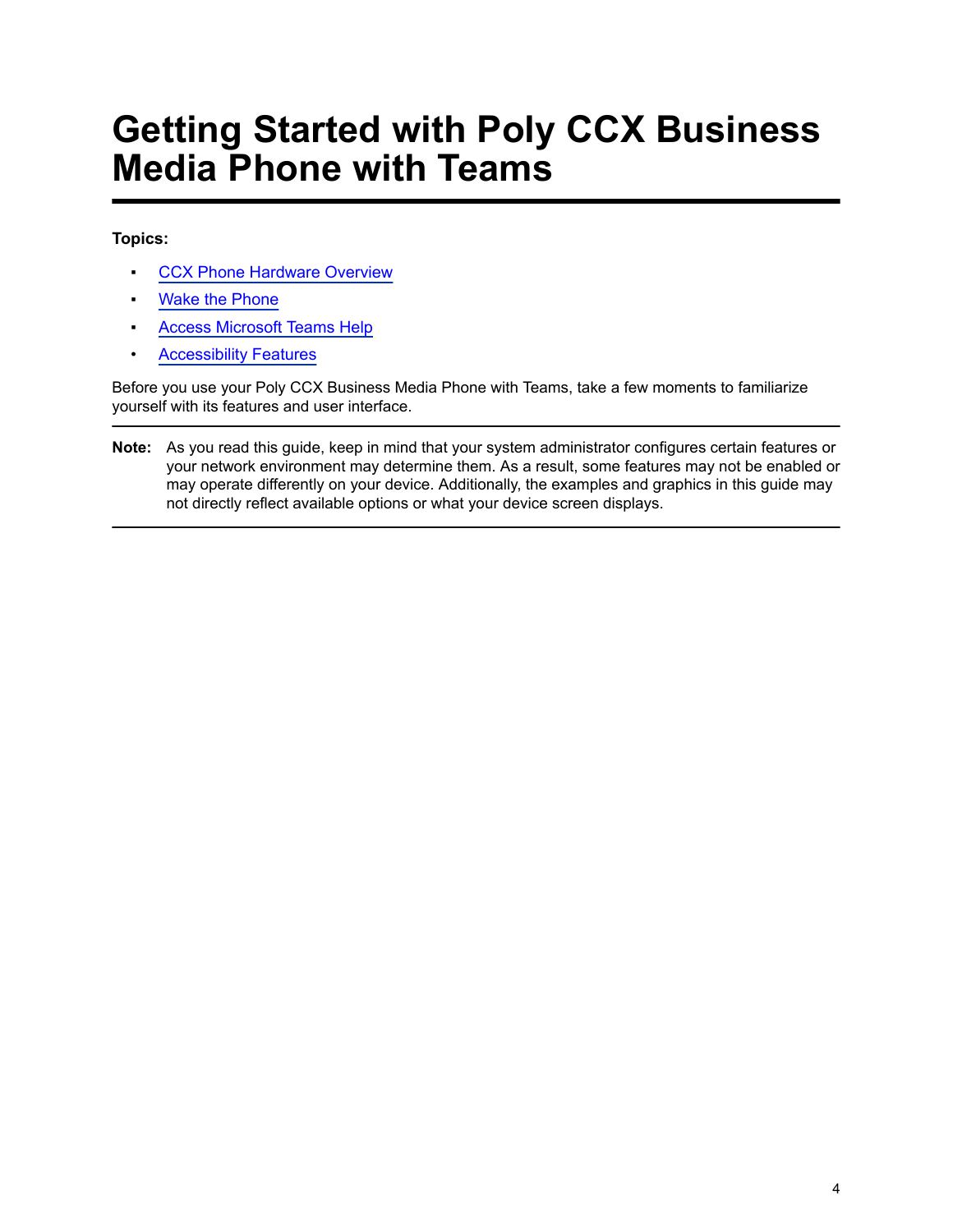# Getting Started with Poly CCX Business Media Phone with Teams

**Topics:**

- CCX Phone Hardware Overview
- Wake the Phone
- Access Microsoft Teams Help
- Accessibility Features

Before you use your Poly CCX Business Media Phone with Teams, take a few moments to familiarize yourself with its features and user interface.

---

**Note:** As you read this guide, keep in mind that your system administrator configures certain features or your network environment may determine them. As a result, some features may not be enabled or may operate differently on your device. Additionally, the examples and graphics in this guide may not directly reflect available options or what your device screen displays.

---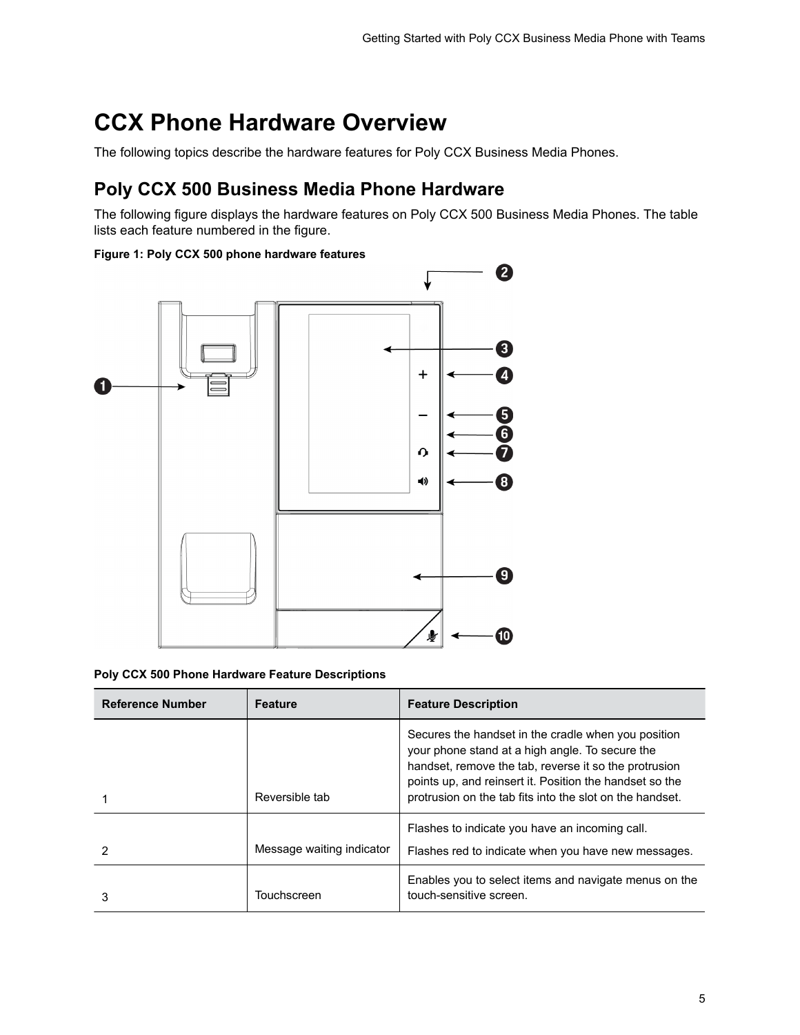# CCX Phone Hardware Overview

The following topics describe the hardware features for Poly CCX Business Media Phones.

## Poly CCX 500 Business Media Phone Hardware

The following figure displays the hardware features on Poly CCX 500 Business Media Phones. The table lists each feature numbered in the figure.

**Figure 1: Poly CCX 500 phone hardware features**

**Poly CCX 500 Phone Hardware Feature Descriptions**

| Reference Number | Feature | Feature Description |
|---|---|---|
| 1 | Reversible tab | Secures the handset in the cradle when you position your phone stand at a high angle. To secure the handset, remove the tab, reverse it so the protrusion points up, and reinsert it. Position the handset so the protrusion on the tab fits into the slot on the handset. |
| 2 | Message waiting indicator | Flashes to indicate you have an incoming call.<br>Flashes red to indicate when you have new messages. |
| 3 | Touchscreen | Enables you to select items and navigate menus on the touch-sensitive screen. |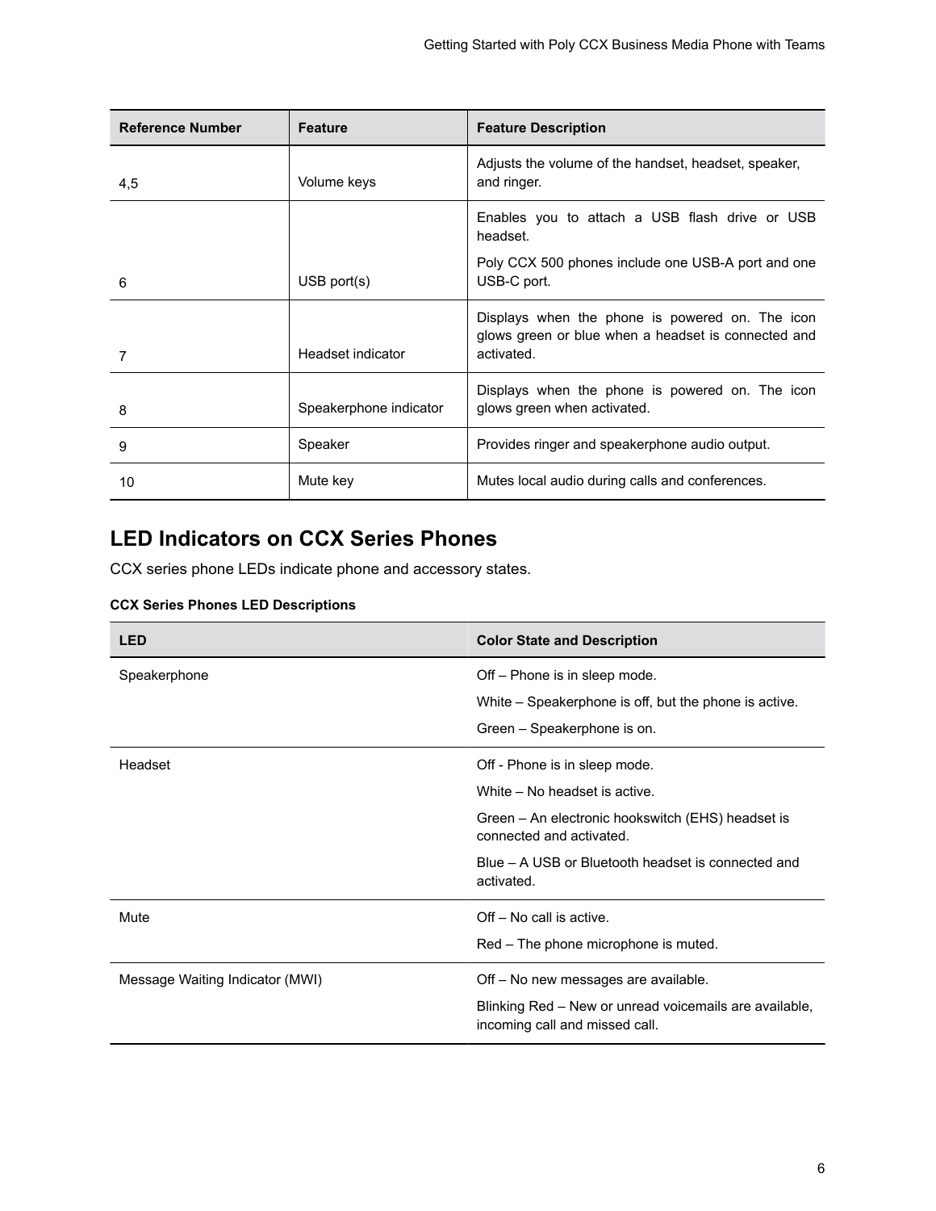| Reference Number | Feature | Feature Description |
| --- | --- | --- |
| 4,5 | Volume keys | Adjusts the volume of the handset, headset, speaker, and ringer. |
| 6 | USB port(s) | Enables you to attach a USB flash drive or USB headset.<br><br>Poly CCX 500 phones include one USB-A port and one USB-C port. |
| 7 | Headset indicator | Displays when the phone is powered on. The icon glows green or blue when a headset is connected and activated. |
| 8 | Speakerphone indicator | Displays when the phone is powered on. The icon glows green when activated. |
| 9 | Speaker | Provides ringer and speakerphone audio output. |
| 10 | Mute key | Mutes local audio during calls and conferences. |

## LED Indicators on CCX Series Phones

CCX series phone LEDs indicate phone and accessory states.

**CCX Series Phones LED Descriptions**

| LED | Color State and Description |
| --- | --- |
| Speakerphone | Off – Phone is in sleep mode.<br><br>White – Speakerphone is off, but the phone is active.<br><br>Green – Speakerphone is on. |
| Headset | Off - Phone is in sleep mode.<br><br>White – No headset is active.<br><br>Green – An electronic hookswitch (EHS) headset is connected and activated.<br><br>Blue – A USB or Bluetooth headset is connected and activated. |
| Mute | Off – No call is active.<br><br>Red – The phone microphone is muted. |
| Message Waiting Indicator (MWI) | Off – No new messages are available.<br><br>Blinking Red – New or unread voicemails are available, incoming call and missed call. |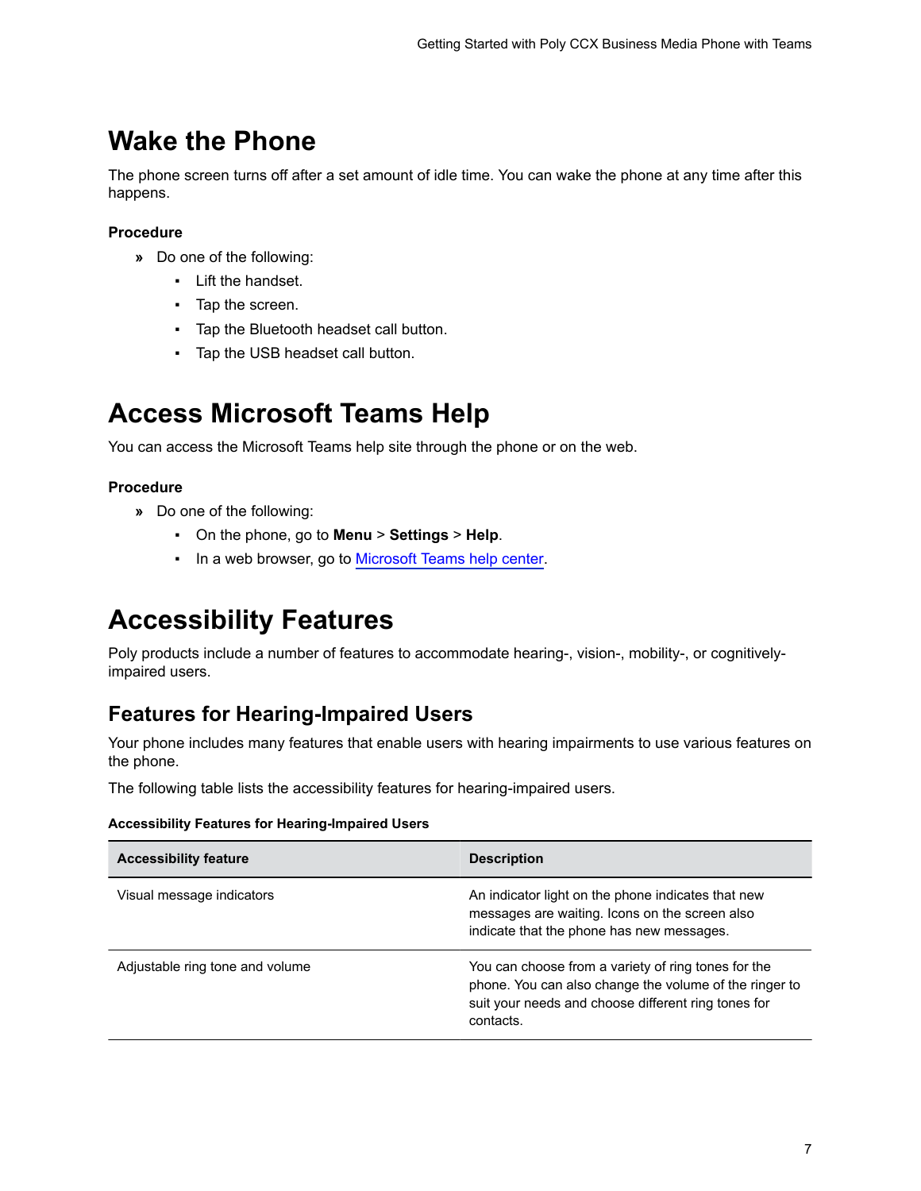# Wake the Phone

The phone screen turns off after a set amount of idle time. You can wake the phone at any time after this happens.

**Procedure**

» Do one of the following:

- Lift the handset.
- Tap the screen.
- Tap the Bluetooth headset call button.
- Tap the USB headset call button.

# Access Microsoft Teams Help

You can access the Microsoft Teams help site through the phone or on the web.

**Procedure**

» Do one of the following:

- On the phone, go to **Menu** > **Settings** > **Help**.
- In a web browser, go to Microsoft Teams help center.

# Accessibility Features

Poly products include a number of features to accommodate hearing-, vision-, mobility-, or cognitively-impaired users.

## Features for Hearing-Impaired Users

Your phone includes many features that enable users with hearing impairments to use various features on the phone.

The following table lists the accessibility features for hearing-impaired users.

**Accessibility Features for Hearing-Impaired Users**

| Accessibility feature | Description |
| --- | --- |
| Visual message indicators | An indicator light on the phone indicates that new messages are waiting. Icons on the screen also indicate that the phone has new messages. |
| Adjustable ring tone and volume | You can choose from a variety of ring tones for the phone. You can also change the volume of the ringer to suit your needs and choose different ring tones for contacts. |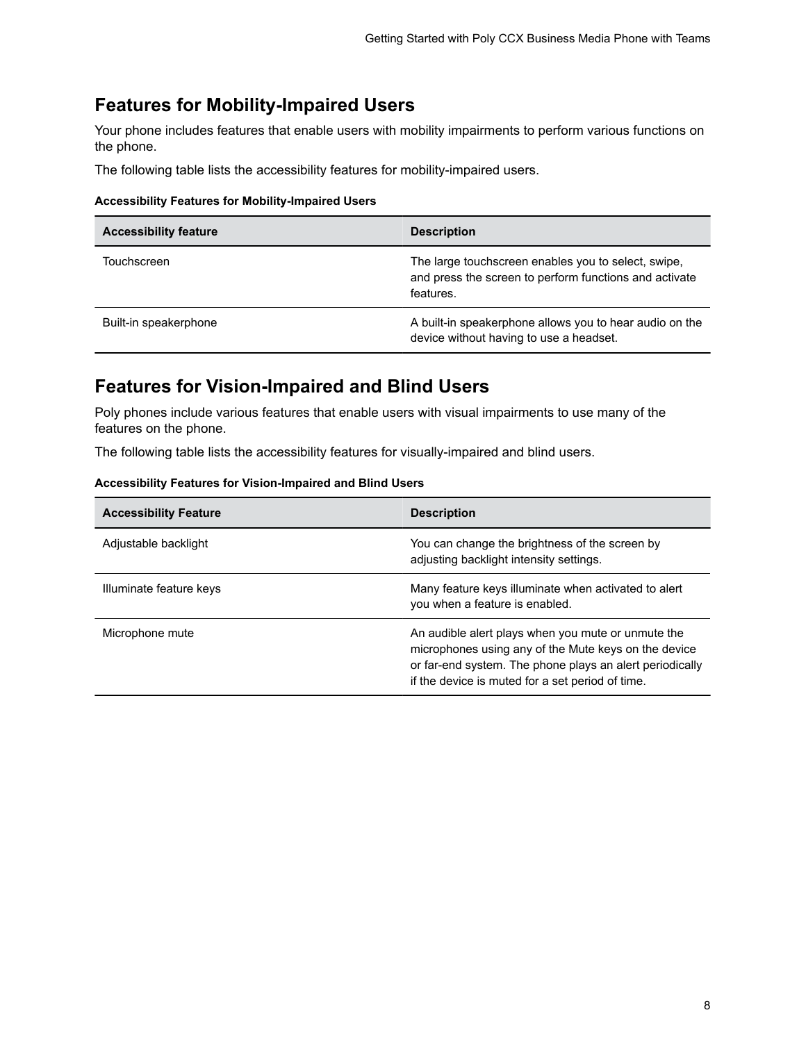## Features for Mobility-Impaired Users

Your phone includes features that enable users with mobility impairments to perform various functions on the phone.

The following table lists the accessibility features for mobility-impaired users.

**Accessibility Features for Mobility-Impaired Users**

| Accessibility feature | Description |
| --- | --- |
| Touchscreen | The large touchscreen enables you to select, swipe, and press the screen to perform functions and activate features. |
| Built-in speakerphone | A built-in speakerphone allows you to hear audio on the device without having to use a headset. |

## Features for Vision-Impaired and Blind Users

Poly phones include various features that enable users with visual impairments to use many of the features on the phone.

The following table lists the accessibility features for visually-impaired and blind users.

**Accessibility Features for Vision-Impaired and Blind Users**

| Accessibility Feature | Description |
| --- | --- |
| Adjustable backlight | You can change the brightness of the screen by adjusting backlight intensity settings. |
| Illuminate feature keys | Many feature keys illuminate when activated to alert you when a feature is enabled. |
| Microphone mute | An audible alert plays when you mute or unmute the microphones using any of the Mute keys on the device or far-end system. The phone plays an alert periodically if the device is muted for a set period of time. |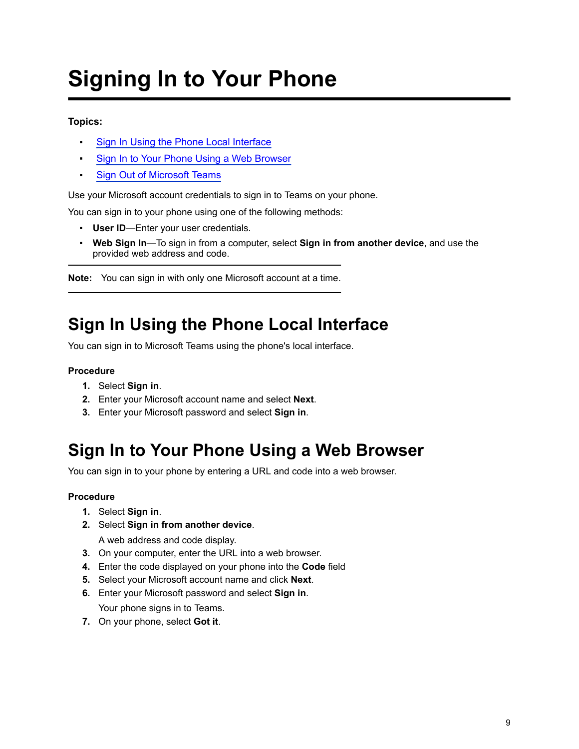# Signing In to Your Phone

**Topics:**

- Sign In Using the Phone Local Interface
- Sign In to Your Phone Using a Web Browser
- Sign Out of Microsoft Teams

Use your Microsoft account credentials to sign in to Teams on your phone.

You can sign in to your phone using one of the following methods:

- **User ID**—Enter your user credentials.
- **Web Sign In**—To sign in from a computer, select **Sign in from another device**, and use the provided web address and code.

---

**Note:** You can sign in with only one Microsoft account at a time.

---

## Sign In Using the Phone Local Interface

You can sign in to Microsoft Teams using the phone's local interface.

**Procedure**

1. Select **Sign in**.
2. Enter your Microsoft account name and select **Next**.
3. Enter your Microsoft password and select **Sign in**.

## Sign In to Your Phone Using a Web Browser

You can sign in to your phone by entering a URL and code into a web browser.

**Procedure**

1. Select **Sign in**.
2. Select **Sign in from another device**.

   A web address and code display.
3. On your computer, enter the URL into a web browser.
4. Enter the code displayed on your phone into the **Code** field
5. Select your Microsoft account name and click **Next**.
6. Enter your Microsoft password and select **Sign in**.

   Your phone signs in to Teams.
7. On your phone, select **Got it**.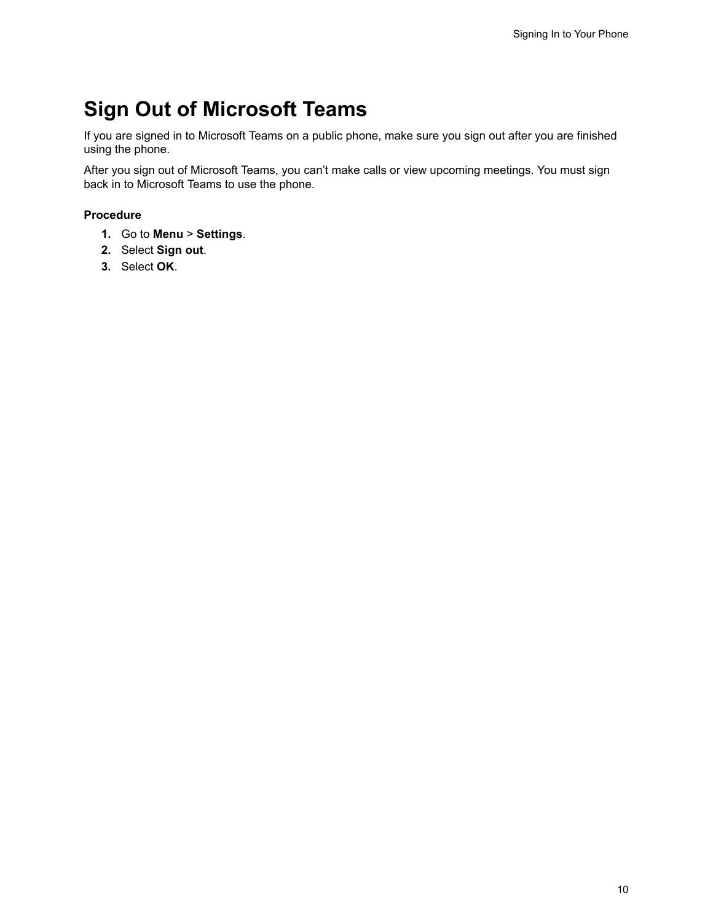# Sign Out of Microsoft Teams

If you are signed in to Microsoft Teams on a public phone, make sure you sign out after you are finished using the phone.

After you sign out of Microsoft Teams, you can't make calls or view upcoming meetings. You must sign back in to Microsoft Teams to use the phone.

**Procedure**

1. Go to **Menu** > **Settings**.
2. Select **Sign out**.
3. Select **OK**.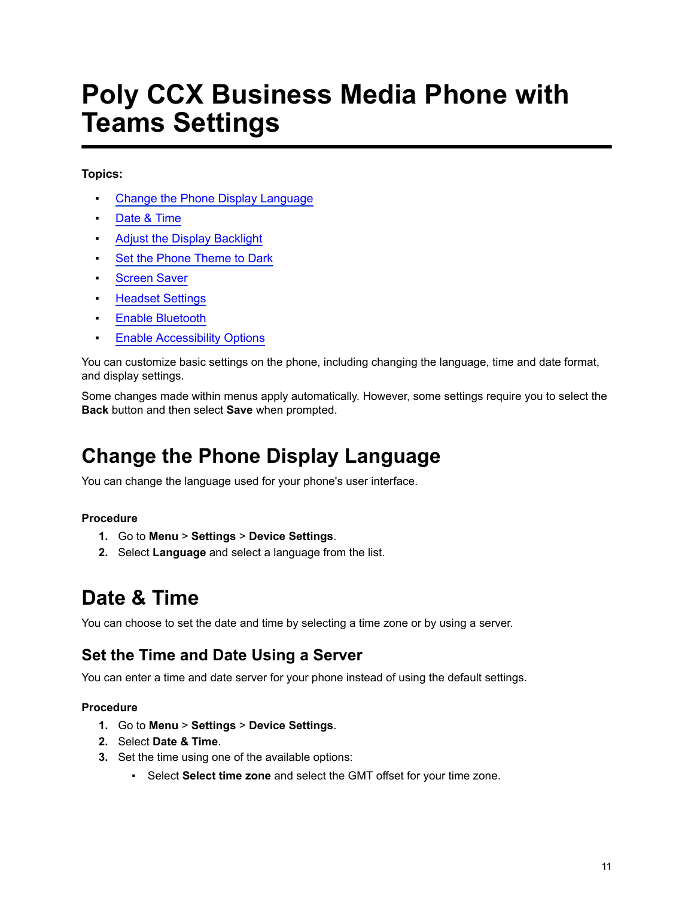# Poly CCX Business Media Phone with Teams Settings

**Topics:**

- Change the Phone Display Language
- Date & Time
- Adjust the Display Backlight
- Set the Phone Theme to Dark
- Screen Saver
- Headset Settings
- Enable Bluetooth
- Enable Accessibility Options

You can customize basic settings on the phone, including changing the language, time and date format, and display settings.

Some changes made within menus apply automatically. However, some settings require you to select the **Back** button and then select **Save** when prompted.

## Change the Phone Display Language

You can change the language used for your phone's user interface.

**Procedure**

1. Go to **Menu** > **Settings** > **Device Settings**.
2. Select **Language** and select a language from the list.

## Date & Time

You can choose to set the date and time by selecting a time zone or by using a server.

### Set the Time and Date Using a Server

You can enter a time and date server for your phone instead of using the default settings.

**Procedure**

1. Go to **Menu** > **Settings** > **Device Settings**.
2. Select **Date & Time**.
3. Set the time using one of the available options:
    - Select **Select time zone** and select the GMT offset for your time zone.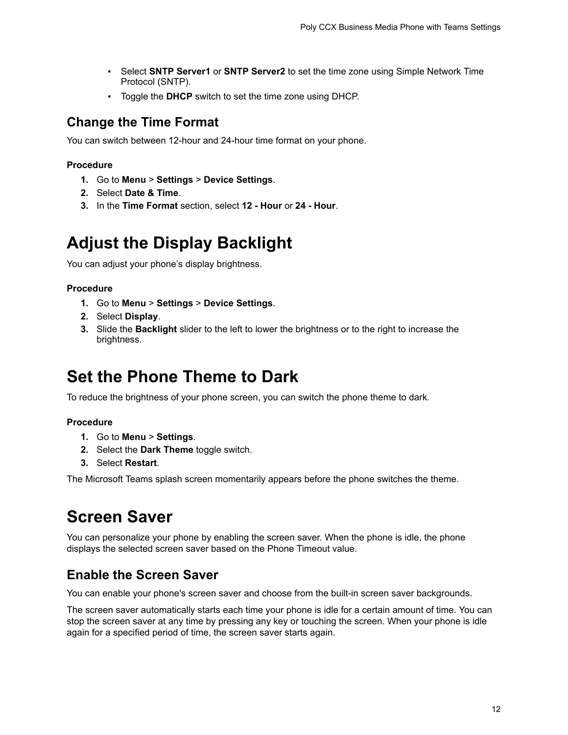- Select **SNTP Server1** or **SNTP Server2** to set the time zone using Simple Network Time Protocol (SNTP).
- Toggle the **DHCP** switch to set the time zone using DHCP.

## Change the Time Format

You can switch between 12-hour and 24-hour time format on your phone.

**Procedure**

1. Go to **Menu** > **Settings** > **Device Settings**.
2. Select **Date & Time**.
3. In the **Time Format** section, select **12 - Hour** or **24 - Hour**.

# Adjust the Display Backlight

You can adjust your phone's display brightness.

**Procedure**

1. Go to **Menu** > **Settings** > **Device Settings**.
2. Select **Display**.
3. Slide the **Backlight** slider to the left to lower the brightness or to the right to increase the brightness.

# Set the Phone Theme to Dark

To reduce the brightness of your phone screen, you can switch the phone theme to dark.

**Procedure**

1. Go to **Menu** > **Settings**.
2. Select the **Dark Theme** toggle switch.
3. Select **Restart**.

The Microsoft Teams splash screen momentarily appears before the phone switches the theme.

# Screen Saver

You can personalize your phone by enabling the screen saver. When the phone is idle, the phone displays the selected screen saver based on the Phone Timeout value.

## Enable the Screen Saver

You can enable your phone's screen saver and choose from the built-in screen saver backgrounds.

The screen saver automatically starts each time your phone is idle for a certain amount of time. You can stop the screen saver at any time by pressing any key or touching the screen. When your phone is idle again for a specified period of time, the screen saver starts again.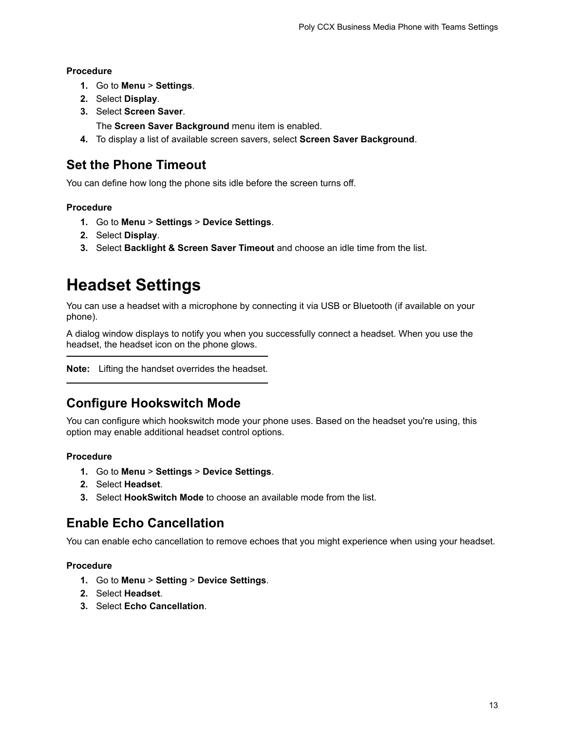**Procedure**

1. Go to **Menu** > **Settings**.
2. Select **Display**.
3. Select **Screen Saver**.

   The **Screen Saver Background** menu item is enabled.
4. To display a list of available screen savers, select **Screen Saver Background**.

## Set the Phone Timeout

You can define how long the phone sits idle before the screen turns off.

**Procedure**

1. Go to **Menu** > **Settings** > **Device Settings**.
2. Select **Display**.
3. Select **Backlight & Screen Saver Timeout** and choose an idle time from the list.

# Headset Settings

You can use a headset with a microphone by connecting it via USB or Bluetooth (if available on your phone).

A dialog window displays to notify you when you successfully connect a headset. When you use the headset, the headset icon on the phone glows.

---

**Note:** Lifting the handset overrides the headset.

---

## Configure Hookswitch Mode

You can configure which hookswitch mode your phone uses. Based on the headset you're using, this option may enable additional headset control options.

**Procedure**

1. Go to **Menu** > **Settings** > **Device Settings**.
2. Select **Headset**.
3. Select **HookSwitch Mode** to choose an available mode from the list.

## Enable Echo Cancellation

You can enable echo cancellation to remove echoes that you might experience when using your headset.

**Procedure**

1. Go to **Menu** > **Setting** > **Device Settings**.
2. Select **Headset**.
3. Select **Echo Cancellation**.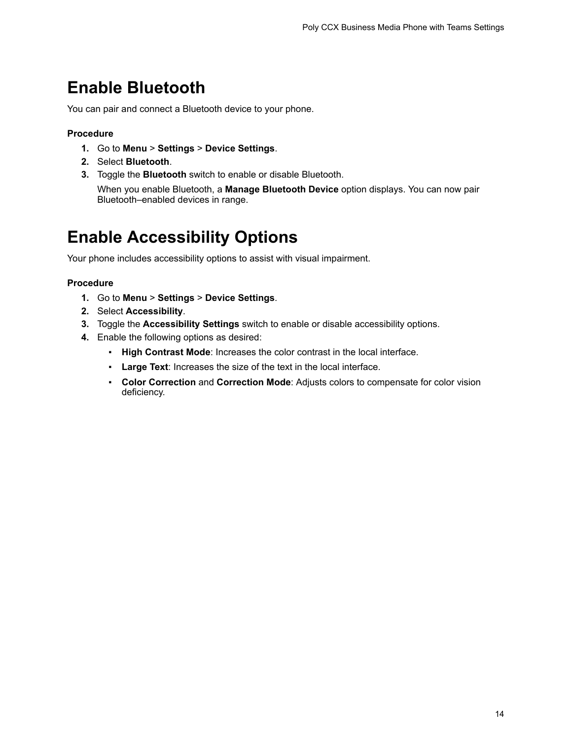# Enable Bluetooth

You can pair and connect a Bluetooth device to your phone.

**Procedure**

1. Go to **Menu** > **Settings** > **Device Settings**.
2. Select **Bluetooth**.
3. Toggle the **Bluetooth** switch to enable or disable Bluetooth.

   When you enable Bluetooth, a **Manage Bluetooth Device** option displays. You can now pair Bluetooth–enabled devices in range.

# Enable Accessibility Options

Your phone includes accessibility options to assist with visual impairment.

**Procedure**

1. Go to **Menu** > **Settings** > **Device Settings**.
2. Select **Accessibility**.
3. Toggle the **Accessibility Settings** switch to enable or disable accessibility options.
4. Enable the following options as desired:
   - **High Contrast Mode**: Increases the color contrast in the local interface.
   - **Large Text**: Increases the size of the text in the local interface.
   - **Color Correction** and **Correction Mode**: Adjusts colors to compensate for color vision deficiency.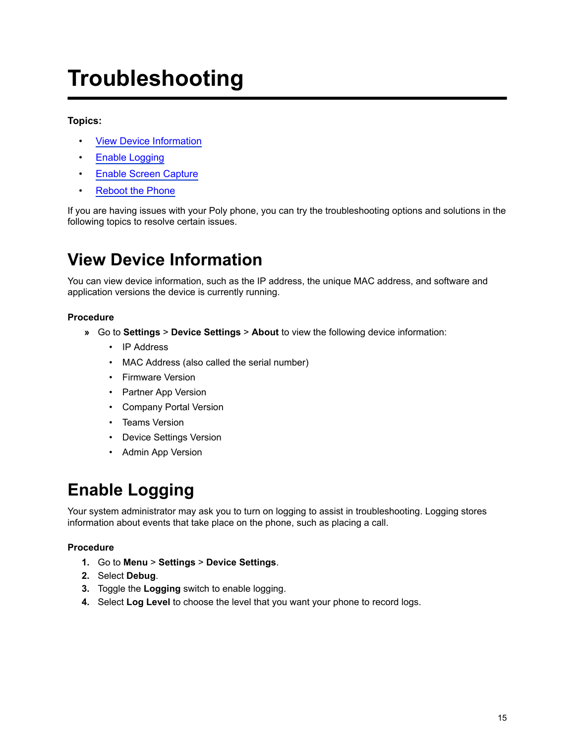# Troubleshooting

**Topics:**

- View Device Information
- Enable Logging
- Enable Screen Capture
- Reboot the Phone

If you are having issues with your Poly phone, you can try the troubleshooting options and solutions in the following topics to resolve certain issues.

## View Device Information

You can view device information, such as the IP address, the unique MAC address, and software and application versions the device is currently running.

**Procedure**

» Go to **Settings** > **Device Settings** > **About** to view the following device information:
  - IP Address
  - MAC Address (also called the serial number)
  - Firmware Version
  - Partner App Version
  - Company Portal Version
  - Teams Version
  - Device Settings Version
  - Admin App Version

## Enable Logging

Your system administrator may ask you to turn on logging to assist in troubleshooting. Logging stores information about events that take place on the phone, such as placing a call.

**Procedure**

1. Go to **Menu** > **Settings** > **Device Settings**.
2. Select **Debug**.
3. Toggle the **Logging** switch to enable logging.
4. Select **Log Level** to choose the level that you want your phone to record logs.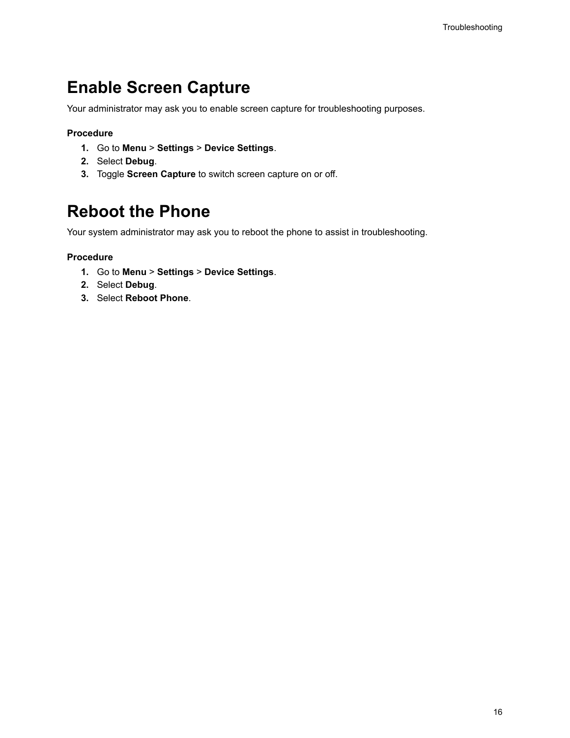# Enable Screen Capture

Your administrator may ask you to enable screen capture for troubleshooting purposes.

**Procedure**

1. Go to **Menu** > **Settings** > **Device Settings**.
2. Select **Debug**.
3. Toggle **Screen Capture** to switch screen capture on or off.

# Reboot the Phone

Your system administrator may ask you to reboot the phone to assist in troubleshooting.

**Procedure**

1. Go to **Menu** > **Settings** > **Device Settings**.
2. Select **Debug**.
3. Select **Reboot Phone**.